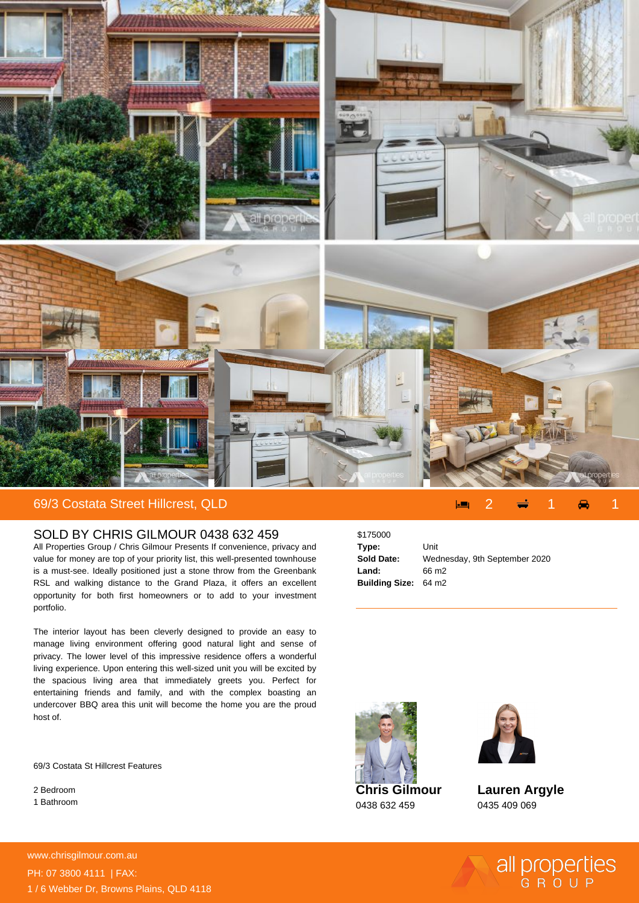## 69/3 Costata Street Hillcrest, QLD

2 | 1 | 1

## SOLD BY CHRIS GILMOUR 0438 632 459

All Properties Group / Chris Gilmour Presents If convenience, privacy and value for money are top of your priority list, this well-presented townhouse is a must-see. Ideally positioned just a stone throw from the Greenbank RSL and walking distance to the Grand Plaza, it offers an excellent opportunity for both first homeowners or to add to your investment portfolio.

The interior layout has been cleverly designed to provide an easy to manage living environment offering good natural light and sense of privacy. The lower level of this impressive residence offers a wonderful living experience. Upon entering this well-sized unit you will be excited by the spacious living area that immediately greets you. Perfect for entertaining friends and family, and with the complex boasting an undercover BBQ area this unit will become the home you are the proud host of.

69/3 Costata St Hillcrest Features

2 Bedroom
1 Bathroom

$175000

| | |
|---|---|
| **Type:** | Unit |
| **Sold Date:** | Wednesday, 9th September 2020 |
| **Land:** | 66 m2 |
| **Building Size:** | 64 m2 |

**Chris Gilmour**
0438 632 459

**Lauren Argyle**
0435 409 069

www.chrisgilmour.com.au
PH: 07 3800 4111 | FAX:
1 / 6 Webber Dr, Browns Plains, QLD 4118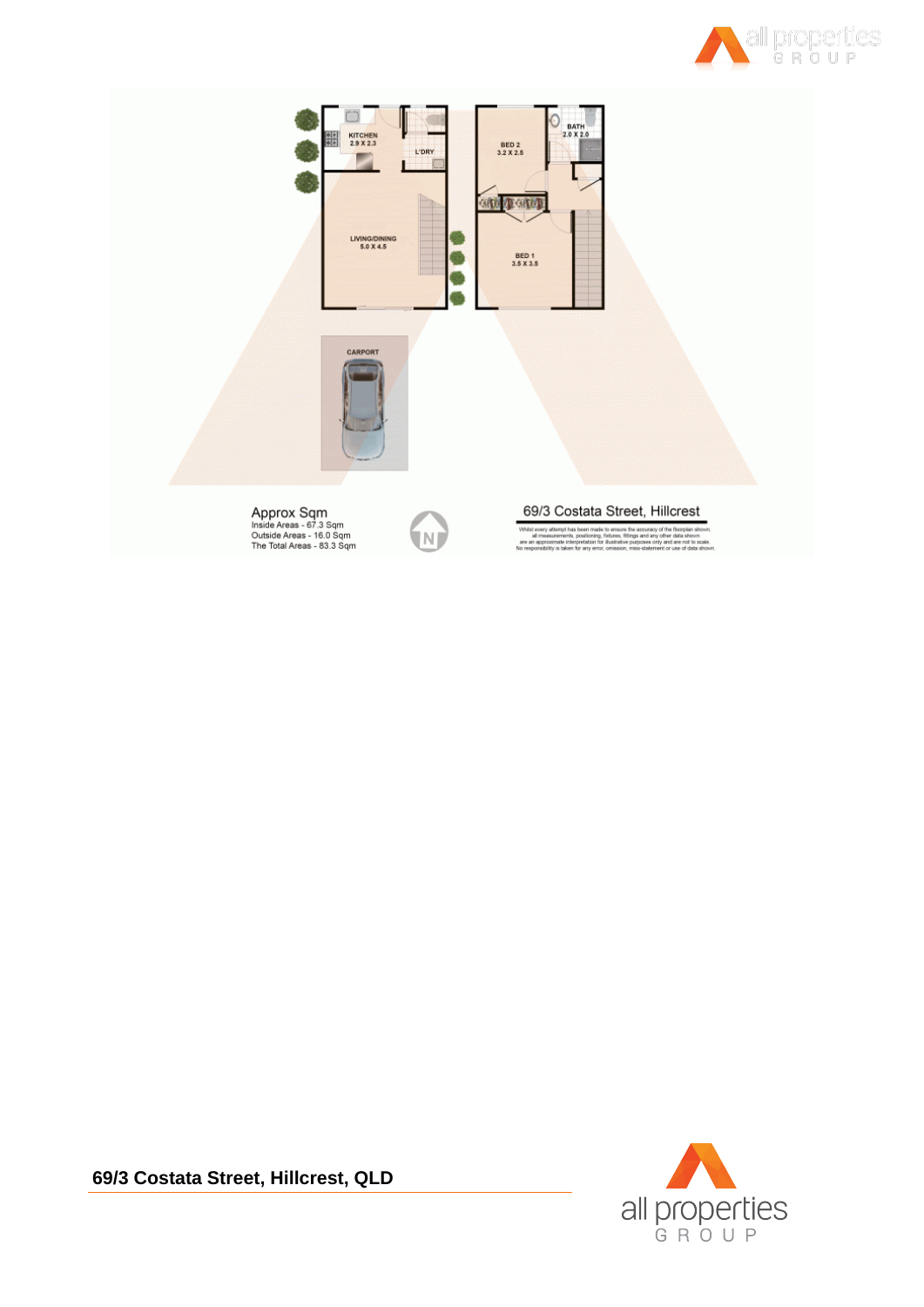KITCHEN
2.9 X 2.3

L'DRY

LIVING/DINING
5.0 X 4.5

BED 2
3.2 X 2.5

BATH
2.0 X 2.0

BED 1
3.5 X 3.5

CARPORT

Approx Sqm
Inside Areas - 67.3 Sqm
Outside Areas - 16.0 Sqm
The Total Areas - 83.3 Sqm

N

69/3 Costata Street, Hillcrest

Whilst every attempt has been made to ensure the accuracy of the floorplan shown, all measurements, positioning, fixtures, fittings and any other data shown are an approximate interpretation for illustrative purposes only and are not to scale. No responsibility is taken for any error, omission, miss-statement or use of data shown

**69/3 Costata Street, Hillcrest, QLD**